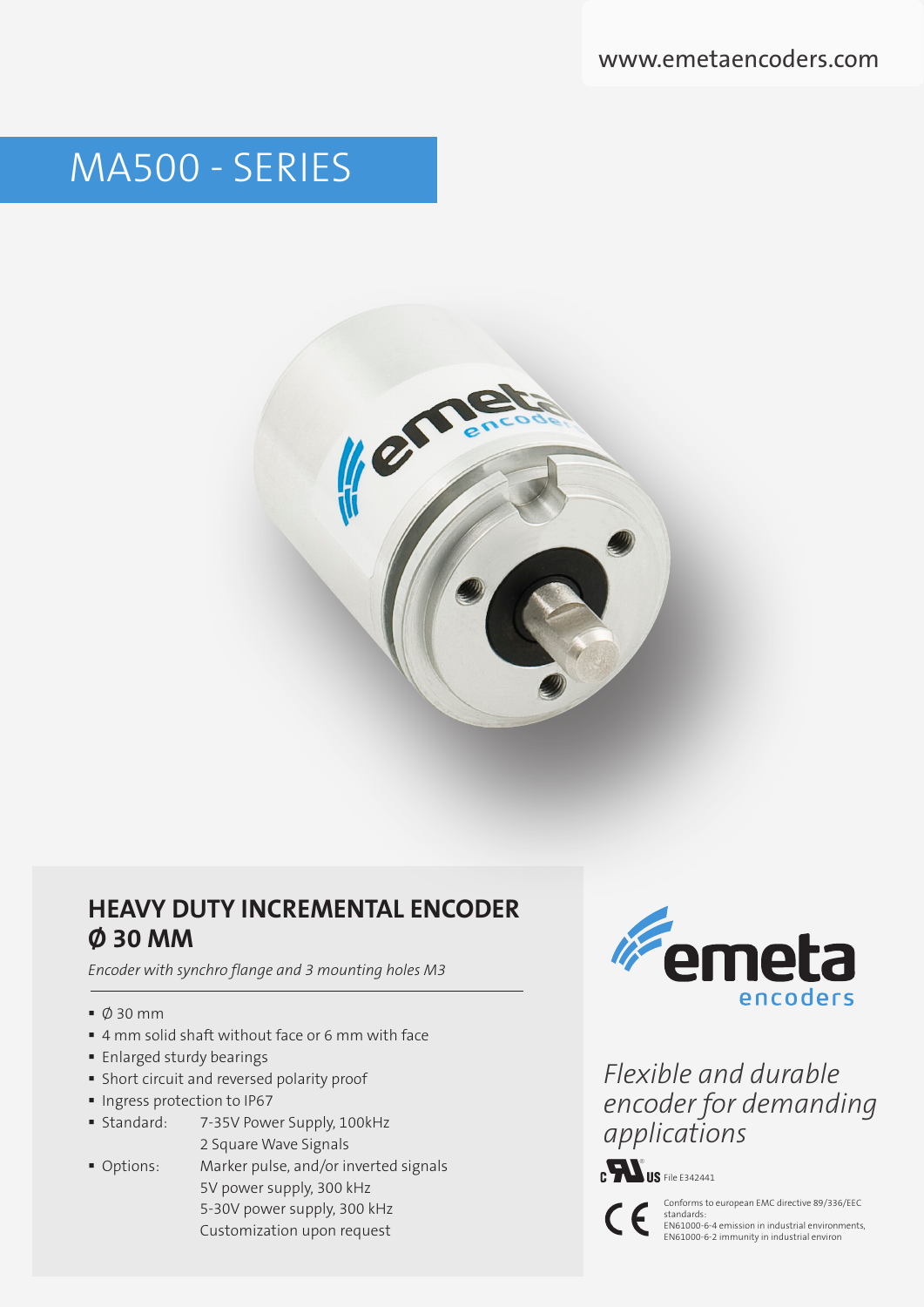www.emetaencoders.com

# MA500 - SERIES

## HEAVY DUTY INCREMENTAL ENCODER Ø 30 MM

*Encoder with synchro flange and 3 mounting holes M3*

- Ø 30 mm
- 4 mm solid shaft without face or 6 mm with face
- Enlarged sturdy bearings
- Short circuit and reversed polarity proof
- Ingress protection to IP67
- Standard: 7-35V Power Supply, 100kHz
  2 Square Wave Signals
- Options: Marker pulse, and/or inverted signals
  5V power supply, 300 kHz
  5-30V power supply, 300 kHz
  Customization upon request

emeta encoders

*Flexible and durable encoder for demanding applications*

c UL US File E342441

CE Conforms to european EMC directive 89/336/EEC standards:
EN61000-6-4 emission in industrial environments,
EN61000-6-2 immunity in industrial environ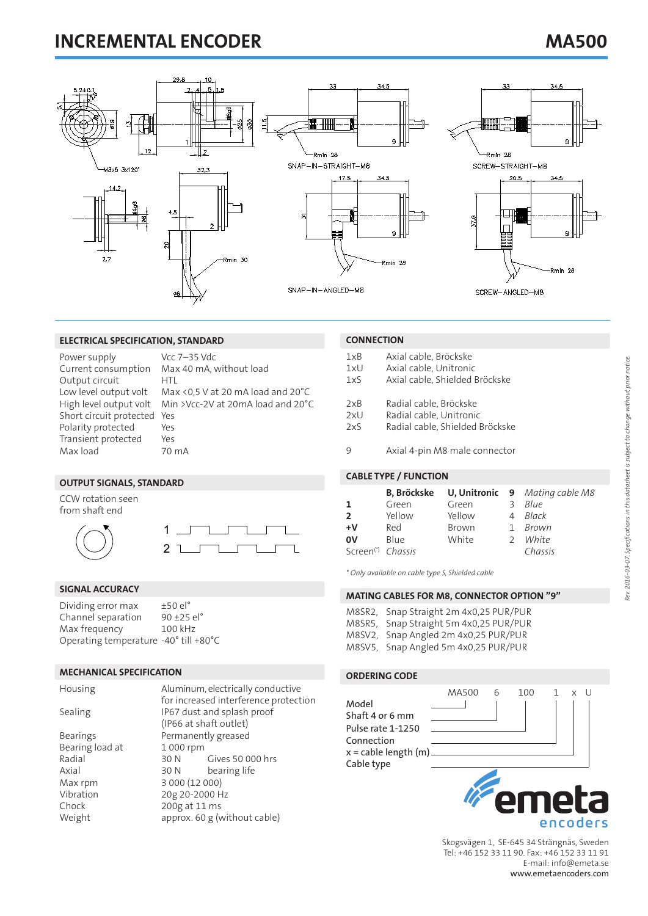# INCREMENTAL ENCODER

# MA500

29.8
10
5.2±0.1
5.1
2
4
5
1.5
ø19
13
ø6g8
ø15
ø25
ø30
11.5
12
1
2
M3x5 3x120°

33
34.5
9
Rmin 28
SNAP–IN–STRAIGHT–M8

33
34.5
9
Rmin 28
SCREW–STRAIGHT–M8

32.3
14.2
ø4g8
ø6
2.7
4.5
2
20
ø6
Rmin 30

17.5
34.5
31
9
Rmin 28
SNAP–IN–ANGLED–M8

20.5
34.5
37.6
9
Rmin 28
SCREW–ANGLED–M8

## ELECTRICAL SPECIFICATION, STANDARD

| | |
|---|---|
| Power supply | Vcc 7–35 Vdc |
| Current consumption | Max 40 mA, without load |
| Output circuit | HTL |
| Low level output volt | Max <0,5 V at 20 mA load and 20°C |
| High level output volt | Min >Vcc-2V at 20mA load and 20°C |
| Short circuit protected | Yes |
| Polarity protected | Yes |
| Transient protected | Yes |
| Max load | 70 mA |

## OUTPUT SIGNALS, STANDARD

CCW rotation seen from shaft end

1
2

## SIGNAL ACCURACY

| | |
|---|---|
| Dividing error max | ±50 el° |
| Channel separation | 90 ±25 el° |
| Max frequency | 100 kHz |
| Operating temperature | -40° till +80°C |

## MECHANICAL SPECIFICATION

| | | |
|---|---|---|
| Housing | Aluminum, electrically conductive for increased interference protection | |
| Sealing | IP67 dust and splash proof (IP66 at shaft outlet) | |
| Bearings | Permanently greased | |
| Bearing load at | 1 000 rpm | |
| Radial | 30 N | Gives 50 000 hrs |
| Axial | 30 N | bearing life |
| Max rpm | 3 000 (12 000) | |
| Vibration | 20g 20-2000 Hz | |
| Chock | 200g at 11 ms | |
| Weight | approx. 60 g (without cable) | |

## CONNECTION

| | |
|---|---|
| 1xB | Axial cable, Bröckske |
| 1xU | Axial cable, Unitronic |
| 1xS | Axial cable, Shielded Bröckske |
| 2xB | Radial cable, Bröckske |
| 2xU | Radial cable, Unitronic |
| 2xS | Radial cable, Shielded Bröckske |
| 9 | Axial 4-pin M8 male connector |

## CABLE TYPE / FUNCTION

| | B, Bröckske | U, Unitronic | 9 | *Mating cable M8* |
|---|---|---|---|---|
| **1** | Green | Green | 3 | *Blue* |
| **2** | Yellow | Yellow | 4 | *Black* |
| **+V** | Red | Brown | 1 | *Brown* |
| **0V** | Blue | White | 2 | *White* |
| Screen(*) | *Chassis* | | | *Chassis* |

*\* Only available on cable type S, Shielded cable*

## MATING CABLES FOR M8, CONNECTOR OPTION "9"

M8SR2, Snap Straight 2m 4x0,25 PUR/PUR
M8SR5, Snap Straight 5m 4x0,25 PUR/PUR
M8SV2, Snap Angled 2m 4x0,25 PUR/PUR
M8SV5, Snap Angled 5m 4x0,25 PUR/PUR

## ORDERING CODE

MA500 6 100 1 x U

- Model
- Shaft 4 or 6 mm
- Pulse rate 1-1250
- Connection
- x = cable length (m)
- Cable type

emeta encoders

Skogsvägen 1, SE-645 34 Strängnäs, Sweden
Tel: +46 152 33 11 90. Fax: +46 152 33 11 91
E-mail: info@emeta.se
www.emetaencoders.com

*Rev. 2016-03-07, Specifications in this datasheet is subject to change without prior notice.*